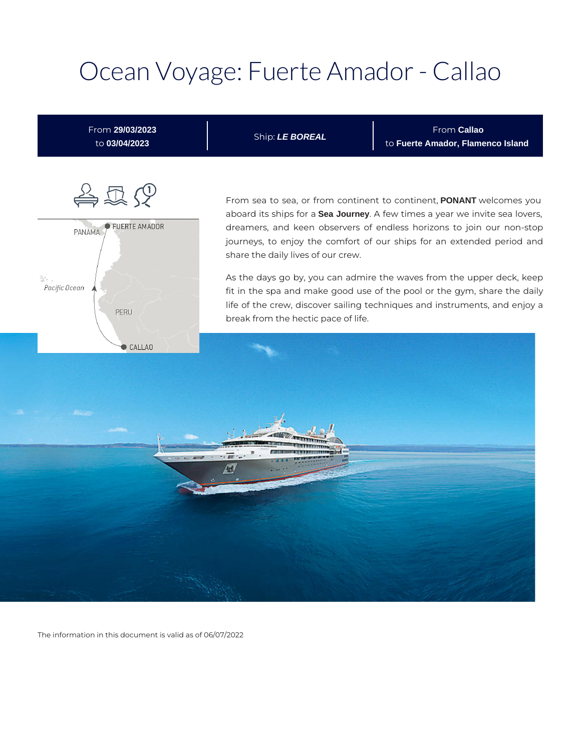# Ocean Voyage: Fuerte Amador - Callao

| | | |
|---|---|---|
| From **29/03/2023** to **03/04/2023** | Ship: ***LE BOREAL*** | From **Callao** to **Fuerte Amador, Flamenco Island** |

FUERTE AMADOR
PANAMA
Pacific Ocean
PERU
CALLAO

From sea to sea, or from continent to continent, **PONANT** welcomes you aboard its ships for a **Sea Journey**. A few times a year we invite sea lovers, dreamers, and keen observers of endless horizons to join our non-stop journeys, to enjoy the comfort of our ships for an extended period and share the daily lives of our crew.

As the days go by, you can admire the waves from the upper deck, keep fit in the spa and make good use of the pool or the gym, share the daily life of the crew, discover sailing techniques and instruments, and enjoy a break from the hectic pace of life.

The information in this document is valid as of 06/07/2022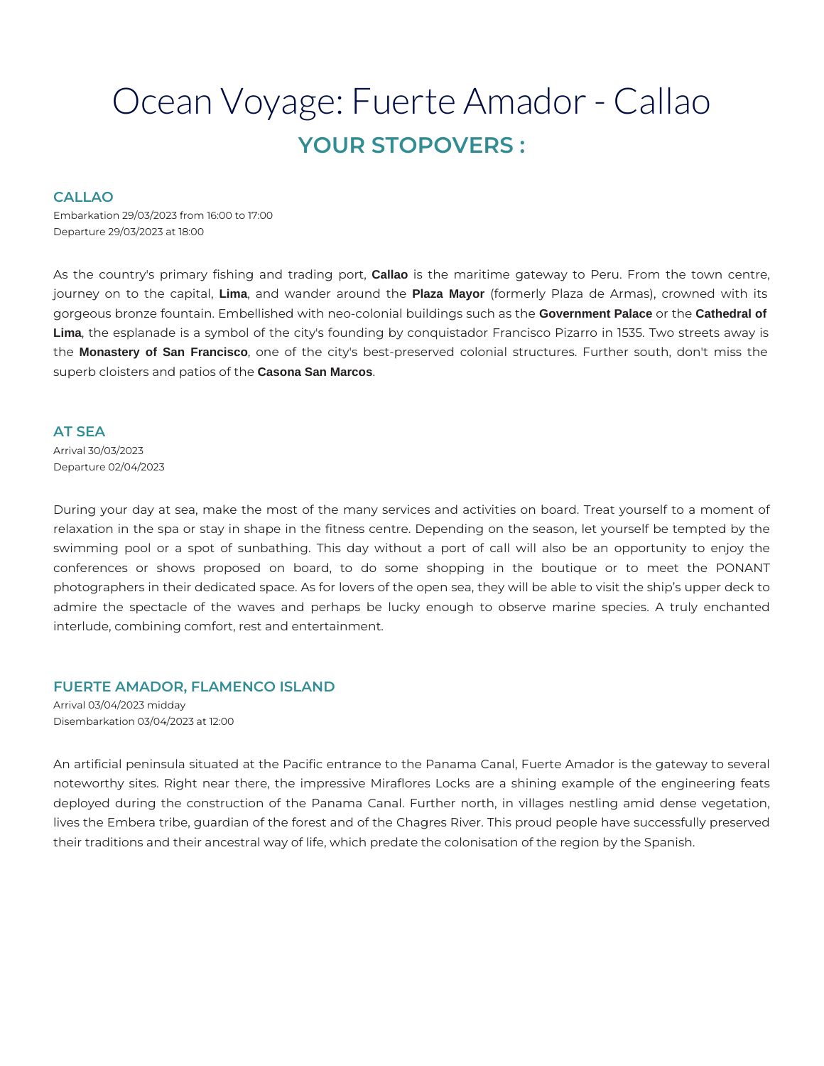# Ocean Voyage: Fuerte Amador - Callao

## YOUR STOPOVERS :

### CALLAO

Embarkation 29/03/2023 from 16:00 to 17:00
Departure 29/03/2023 at 18:00

As the country's primary fishing and trading port, **Callao** is the maritime gateway to Peru. From the town centre, journey on to the capital, **Lima**, and wander around the **Plaza Mayor** (formerly Plaza de Armas), crowned with its gorgeous bronze fountain. Embellished with neo-colonial buildings such as the **Government Palace** or the **Cathedral of Lima**, the esplanade is a symbol of the city's founding by conquistador Francisco Pizarro in 1535. Two streets away is the **Monastery of San Francisco**, one of the city's best-preserved colonial structures. Further south, don't miss the superb cloisters and patios of the **Casona San Marcos**.

### AT SEA

Arrival 30/03/2023
Departure 02/04/2023

During your day at sea, make the most of the many services and activities on board. Treat yourself to a moment of relaxation in the spa or stay in shape in the fitness centre. Depending on the season, let yourself be tempted by the swimming pool or a spot of sunbathing. This day without a port of call will also be an opportunity to enjoy the conferences or shows proposed on board, to do some shopping in the boutique or to meet the PONANT photographers in their dedicated space. As for lovers of the open sea, they will be able to visit the ship's upper deck to admire the spectacle of the waves and perhaps be lucky enough to observe marine species. A truly enchanted interlude, combining comfort, rest and entertainment.

### FUERTE AMADOR, FLAMENCO ISLAND

Arrival 03/04/2023 midday
Disembarkation 03/04/2023 at 12:00

An artificial peninsula situated at the Pacific entrance to the Panama Canal, Fuerte Amador is the gateway to several noteworthy sites. Right near there, the impressive Miraflores Locks are a shining example of the engineering feats deployed during the construction of the Panama Canal. Further north, in villages nestling amid dense vegetation, lives the Embera tribe, guardian of the forest and of the Chagres River. This proud people have successfully preserved their traditions and their ancestral way of life, which predate the colonisation of the region by the Spanish.